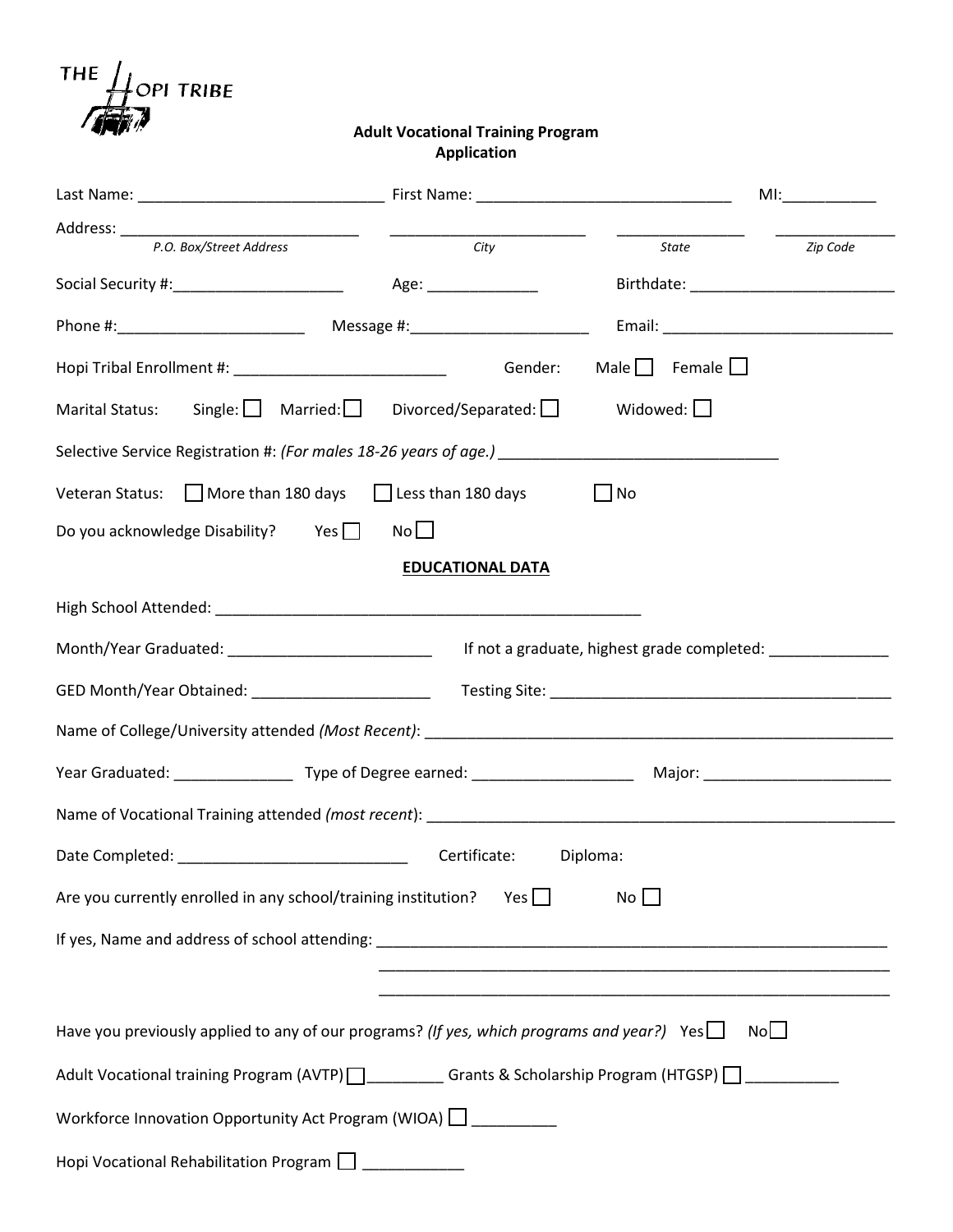THE HOPI TRIBE

**Adult Vocational Training Program**
**Application**

Last Name: ____________________________ First Name: _____________________________ MI:___________

Address: ___________________________ _______________________ _______________ _____________
*P.O. Box/Street Address* *City* *State* *Zip Code*

Social Security #:____________________ Age: _____________ Birthdate: ________________________

Phone #:______________________ Message #:_____________________ Email: ___________________________

Hopi Tribal Enrollment #: _________________________ Gender: Male ☐ Female ☐

Marital Status: Single: ☐ Married: ☐ Divorced/Separated: ☐ Widowed: ☐

Selective Service Registration #: *(For males 18-26 years of age.)* ________________________________

Veteran Status: ☐ More than 180 days ☐ Less than 180 days ☐ No

Do you acknowledge Disability? Yes ☐ No ☐

**EDUCATIONAL DATA**

High School Attended: ___________________________________________________

Month/Year Graduated: ________________________ If not a graduate, highest grade completed: ______________

GED Month/Year Obtained: _____________________ Testing Site: ________________________________________

Name of College/University attended *(Most Recent)*: _________________________________________________________

Year Graduated: ______________ Type of Degree earned: ___________________ Major: _____________________

Name of Vocational Training attended *(most recent)*: _______________________________________________________

Date Completed: ___________________________ Certificate: Diploma:

Are you currently enrolled in any school/training institution? Yes ☐ No ☐

If yes, Name and address of school attending: _______________________________________________________________
_______________________________________________________________
_______________________________________________________________

Have you previously applied to any of our programs? *(If yes, which programs and year?)* Yes ☐ No ☐

Adult Vocational training Program (AVTP) ☐_________ Grants & Scholarship Program (HTGSP) ☐ ___________

Workforce Innovation Opportunity Act Program (WIOA) ☐ __________

Hopi Vocational Rehabilitation Program ☐ ____________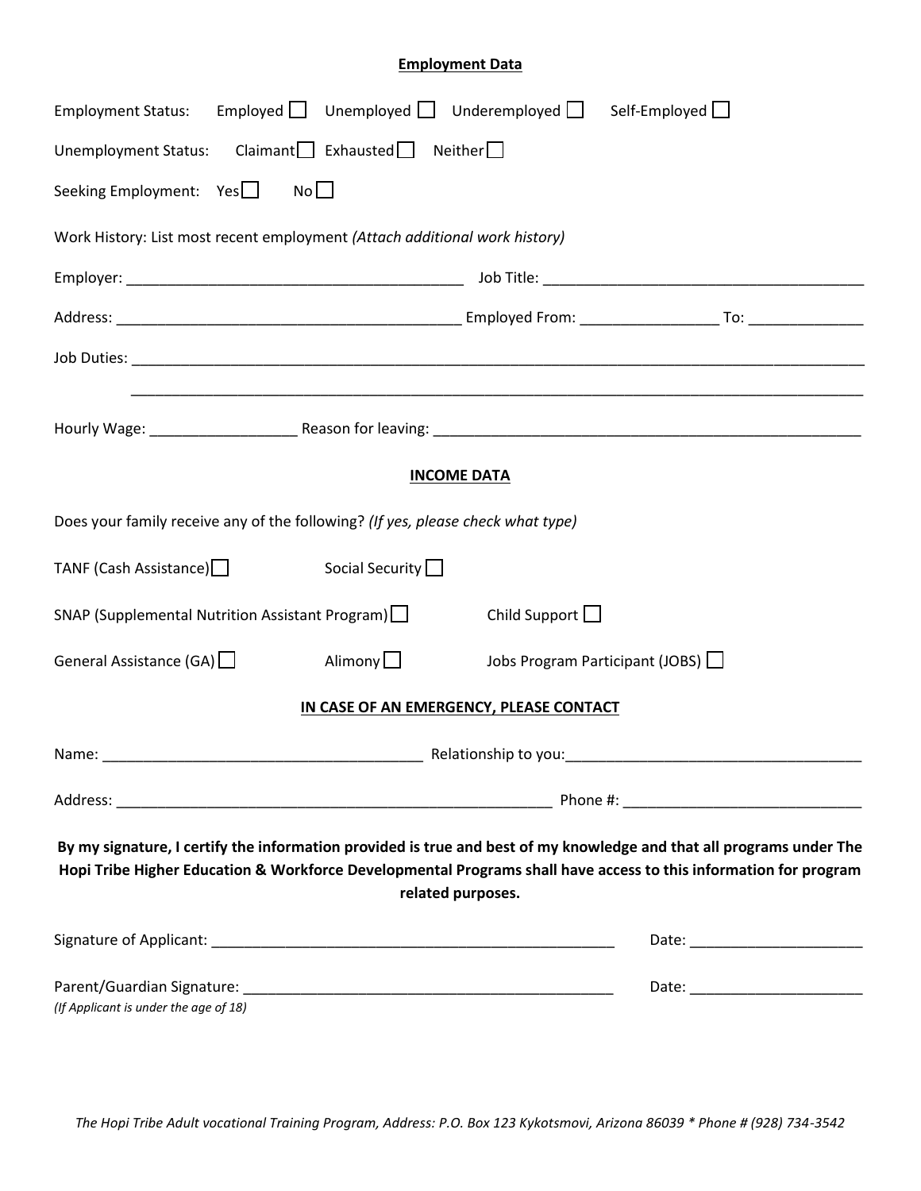## Employment Data

Employment Status: Employed ☐ Unemployed ☐ Underemployed ☐ Self-Employed ☐

Unemployment Status: Claimant ☐ Exhausted ☐ Neither ☐

Seeking Employment: Yes ☐ No ☐

Work History: List most recent employment *(Attach additional work history)*

Employer: ________________________________________ Job Title: ______________________________________

Address: ________________________________________ Employed From: ________________ To: _____________

Job Duties: ________________________________________________________________________________________

________________________________________________________________________________________

Hourly Wage: _________________ Reason for leaving: __________________________________________________

## INCOME DATA

Does your family receive any of the following? *(If yes, please check what type)*

TANF (Cash Assistance) ☐ Social Security ☐

SNAP (Supplemental Nutrition Assistant Program) ☐ Child Support ☐

General Assistance (GA) ☐ Alimony ☐ Jobs Program Participant (JOBS) ☐

## IN CASE OF AN EMERGENCY, PLEASE CONTACT

Name: ______________________________________ Relationship to you: ___________________________________

Address: ____________________________________________________ Phone #: ____________________________

**By my signature, I certify the information provided is true and best of my knowledge and that all programs under The Hopi Tribe Higher Education & Workforce Developmental Programs shall have access to this information for program related purposes.**

Signature of Applicant: ________________________________________________ Date: ____________________

Parent/Guardian Signature: ____________________________________________ Date: ____________________
*(If Applicant is under the age of 18)*

*The Hopi Tribe Adult vocational Training Program, Address: P.O. Box 123 Kykotsmovi, Arizona 86039 * Phone # (928) 734-3542*